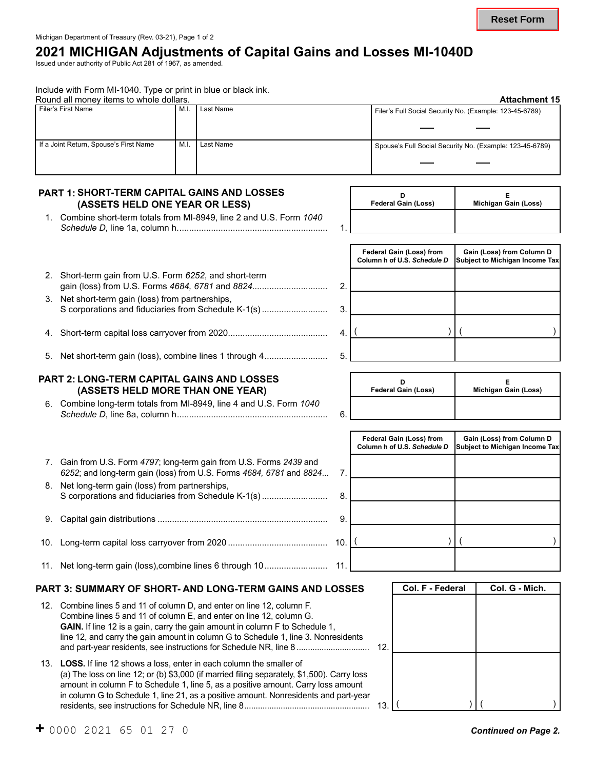Michigan Department of Treasury (Rev. 03-21), Page 1 of 2

# 2021 MICHIGAN Adjustments of Capital Gains and Losses MI-1040D

Issued under authority of Public Act 281 of 1967, as amended.

Include with Form MI-1040. Type or print in blue or black ink.
Round all money items to whole dollars.

**Attachment 15**

| Filer's First Name | M.I. | Last Name | Filer's Full Social Security No. (Example: 123-45-6789) |
|---|---|---|---|
| If a Joint Return, Spouse's First Name | M.I. | Last Name | Spouse's Full Social Security No. (Example: 123-45-6789) |

## PART 1: SHORT-TERM CAPITAL GAINS AND LOSSES (ASSETS HELD ONE YEAR OR LESS)

| | | D Federal Gain (Loss) | E Michigan Gain (Loss) |
|---|---|---|---|
| 1. Combine short-term totals from MI-8949, line 2 and U.S. Form *1040 Schedule D*, line 1a, column h | 1. | | |

| | | Federal Gain (Loss) from Column h of U.S. *Schedule D* | Gain (Loss) from Column D Subject to Michigan Income Tax |
|---|---|---|---|
| 2. Short-term gain from U.S. Form *6252*, and short-term gain (loss) from U.S. Forms *4684, 6781* and *8824* | 2. | | |
| 3. Net short-term gain (loss) from partnerships, S corporations and fiduciaries from Schedule K-1(s) | 3. | | |
| 4. Short-term capital loss carryover from 2020 | 4. | ( ) | ( ) |
| 5. Net short-term gain (loss), combine lines 1 through 4 | 5. | | |

## PART 2: LONG-TERM CAPITAL GAINS AND LOSSES (ASSETS HELD MORE THAN ONE YEAR)

| | | D Federal Gain (Loss) | E Michigan Gain (Loss) |
|---|---|---|---|
| 6. Combine long-term totals from MI-8949, line 4 and U.S. Form *1040 Schedule D*, line 8a, column h | 6. | | |

| | | Federal Gain (Loss) from Column h of U.S. *Schedule D* | Gain (Loss) from Column D Subject to Michigan Income Tax |
|---|---|---|---|
| 7. Gain from U.S. Form *4797*; long-term gain from U.S. Forms *2439* and *6252*; and long-term gain (loss) from U.S. Forms *4684, 6781* and *8824* | 7. | | |
| 8. Net long-term gain (loss) from partnerships, S corporations and fiduciaries from Schedule K-1(s) | 8. | | |
| 9. Capital gain distributions | 9. | | |
| 10. Long-term capital loss carryover from 2020 | 10. | ( ) | ( ) |
| 11. Net long-term gain (loss),combine lines 6 through 10 | 11. | | |

## PART 3: SUMMARY OF SHORT- AND LONG-TERM GAINS AND LOSSES

| | | Col. F - Federal | Col. G - Mich. |
|---|---|---|---|
| 12. Combine lines 5 and 11 of column D, and enter on line 12, column F. Combine lines 5 and 11 of column E, and enter on line 12, column G. **GAIN.** If line 12 is a gain, carry the gain amount in column F to Schedule 1, line 12, and carry the gain amount in column G to Schedule 1, line 3. Nonresidents and part-year residents, see instructions for Schedule NR, line 8 | 12. | | |
| 13. **LOSS.** If line 12 shows a loss, enter in each column the smaller of (a) The loss on line 12; or (b) $3,000 (if married filing separately, $1,500). Carry loss amount in column F to Schedule 1, line 5, as a positive amount. Carry loss amount in column G to Schedule 1, line 21, as a positive amount. Nonresidents and part-year residents, see instructions for Schedule NR, line 8 | 13. | ( ) | ( ) |

+ 0000 2021 65 01 27 0

***Continued on Page 2.***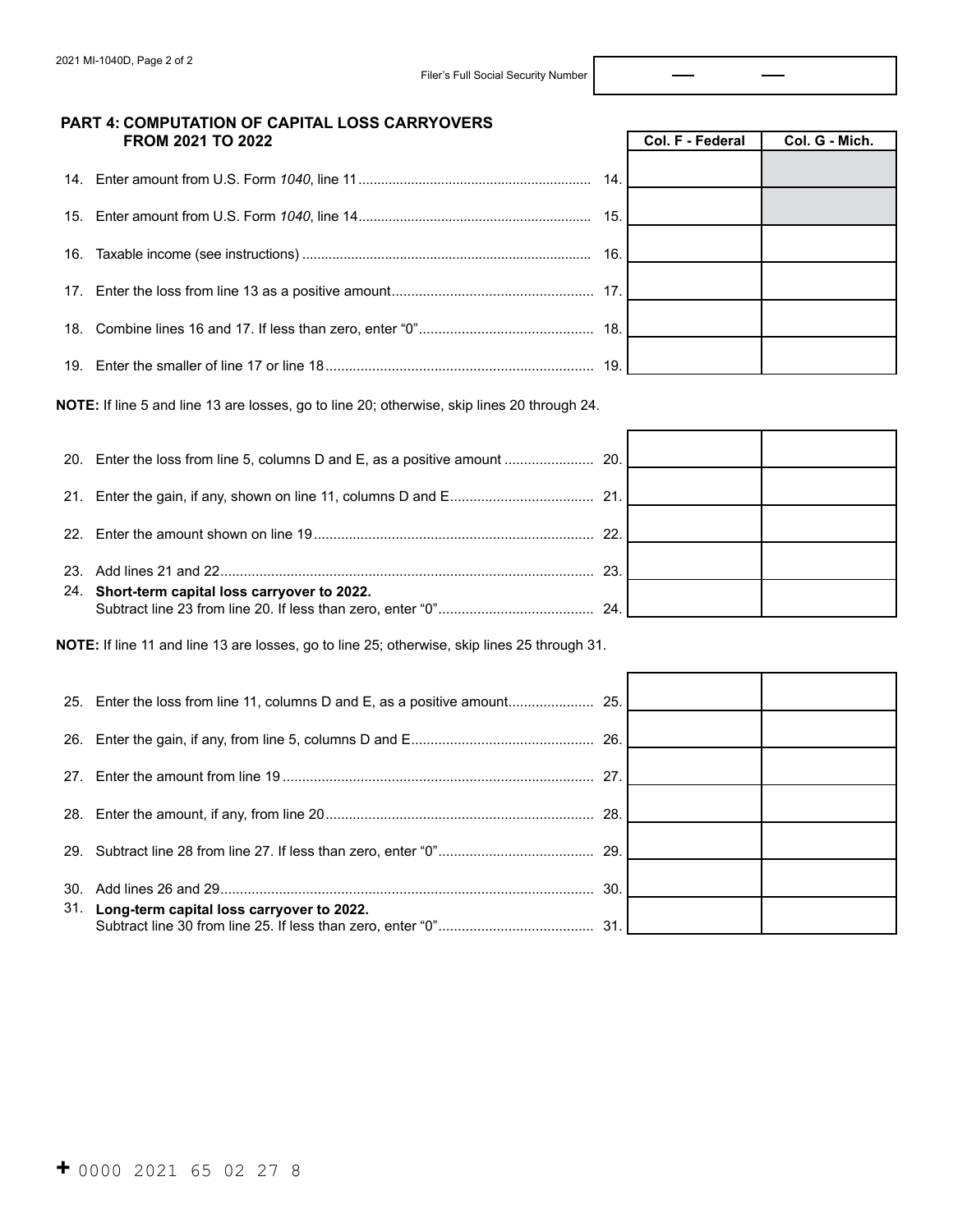Filer's Full Social Security Number

## PART 4: COMPUTATION OF CAPITAL LOSS CARRYOVERS FROM 2021 TO 2022

| Line | Description | Col. F - Federal | Col. G - Mich. |
|---|---|---|---|
| 14. | Enter amount from U.S. Form *1040*, line 11 | | |
| 15. | Enter amount from U.S. Form *1040*, line 14 | | |
| 16. | Taxable income (see instructions) | | |
| 17. | Enter the loss from line 13 as a positive amount | | |
| 18. | Combine lines 16 and 17. If less than zero, enter "0" | | |
| 19. | Enter the smaller of line 17 or line 18 | | |

**NOTE:** If line 5 and line 13 are losses, go to line 20; otherwise, skip lines 20 through 24.

| Line | Description | Col. F - Federal | Col. G - Mich. |
|---|---|---|---|
| 20. | Enter the loss from line 5, columns D and E, as a positive amount | | |
| 21. | Enter the gain, if any, shown on line 11, columns D and E | | |
| 22. | Enter the amount shown on line 19 | | |
| 23. | Add lines 21 and 22 | | |
| 24. | **Short-term capital loss carryover to 2022.** Subtract line 23 from line 20. If less than zero, enter "0" | | |

**NOTE:** If line 11 and line 13 are losses, go to line 25; otherwise, skip lines 25 through 31.

| Line | Description | Col. F - Federal | Col. G - Mich. |
|---|---|---|---|
| 25. | Enter the loss from line 11, columns D and E, as a positive amount | | |
| 26. | Enter the gain, if any, from line 5, columns D and E | | |
| 27. | Enter the amount from line 19 | | |
| 28. | Enter the amount, if any, from line 20 | | |
| 29. | Subtract line 28 from line 27. If less than zero, enter "0" | | |
| 30. | Add lines 26 and 29 | | |
| 31. | **Long-term capital loss carryover to 2022.** Subtract line 30 from line 25. If less than zero, enter "0" | | |

+ 0000 2021 65 02 27 8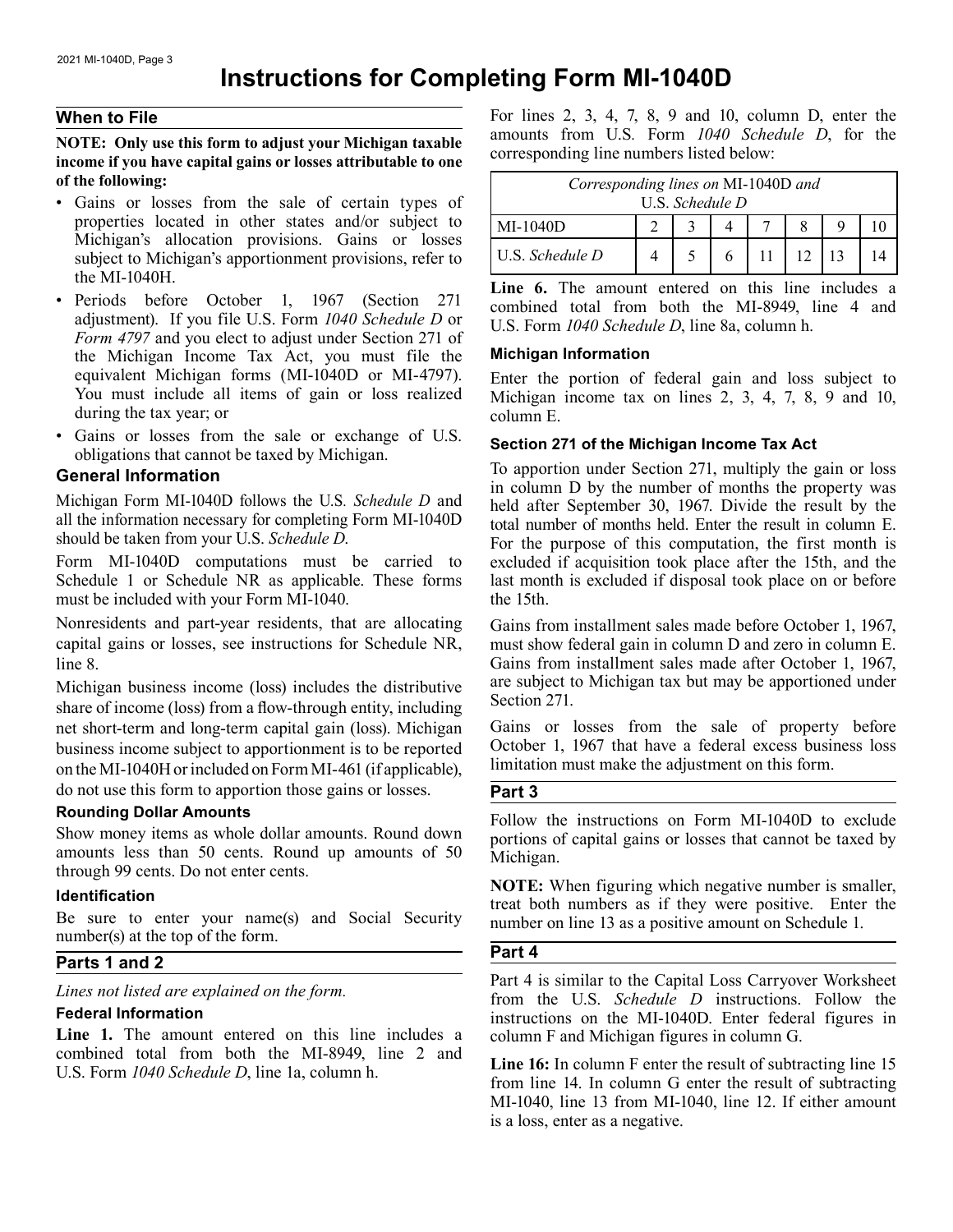# Instructions for Completing Form MI-1040D

## When to File

**NOTE: Only use this form to adjust your Michigan taxable income if you have capital gains or losses attributable to one of the following:**

- Gains or losses from the sale of certain types of properties located in other states and/or subject to Michigan's allocation provisions. Gains or losses subject to Michigan's apportionment provisions, refer to the MI-1040H.
- Periods before October 1, 1967 (Section 271 adjustment). If you file U.S. Form *1040 Schedule D* or *Form 4797* and you elect to adjust under Section 271 of the Michigan Income Tax Act, you must file the equivalent Michigan forms (MI-1040D or MI-4797). You must include all items of gain or loss realized during the tax year; or
- Gains or losses from the sale or exchange of U.S. obligations that cannot be taxed by Michigan.

## General Information

Michigan Form MI-1040D follows the U.S. *Schedule D* and all the information necessary for completing Form MI-1040D should be taken from your U.S. *Schedule D*.

Form MI-1040D computations must be carried to Schedule 1 or Schedule NR as applicable. These forms must be included with your Form MI-1040.

Nonresidents and part-year residents, that are allocating capital gains or losses, see instructions for Schedule NR, line 8.

Michigan business income (loss) includes the distributive share of income (loss) from a flow-through entity, including net short-term and long-term capital gain (loss). Michigan business income subject to apportionment is to be reported on the MI-1040H or included on Form MI-461 (if applicable), do not use this form to apportion those gains or losses.

### Rounding Dollar Amounts

Show money items as whole dollar amounts. Round down amounts less than 50 cents. Round up amounts of 50 through 99 cents. Do not enter cents.

### Identification

Be sure to enter your name(s) and Social Security number(s) at the top of the form.

## Parts 1 and 2

*Lines not listed are explained on the form.*

### Federal Information

**Line 1.** The amount entered on this line includes a combined total from both the MI-8949, line 2 and U.S. Form *1040 Schedule D*, line 1a, column h.

For lines 2, 3, 4, 7, 8, 9 and 10, column D, enter the amounts from U.S. Form *1040 Schedule D*, for the corresponding line numbers listed below:

| *Corresponding lines on* MI-1040D *and* U.S. *Schedule D* | | | | | | | |
|---|---|---|---|---|---|---|---|
| MI-1040D | 2 | 3 | 4 | 7 | 8 | 9 | 10 |
| U.S. *Schedule D* | 4 | 5 | 6 | 11 | 12 | 13 | 14 |

**Line 6.** The amount entered on this line includes a combined total from both the MI-8949, line 4 and U.S. Form *1040 Schedule D*, line 8a, column h.

### Michigan Information

Enter the portion of federal gain and loss subject to Michigan income tax on lines 2, 3, 4, 7, 8, 9 and 10, column E.

### Section 271 of the Michigan Income Tax Act

To apportion under Section 271, multiply the gain or loss in column D by the number of months the property was held after September 30, 1967. Divide the result by the total number of months held. Enter the result in column E. For the purpose of this computation, the first month is excluded if acquisition took place after the 15th, and the last month is excluded if disposal took place on or before the 15th.

Gains from installment sales made before October 1, 1967, must show federal gain in column D and zero in column E. Gains from installment sales made after October 1, 1967, are subject to Michigan tax but may be apportioned under Section 271.

Gains or losses from the sale of property before October 1, 1967 that have a federal excess business loss limitation must make the adjustment on this form.

## Part 3

Follow the instructions on Form MI-1040D to exclude portions of capital gains or losses that cannot be taxed by Michigan.

**NOTE:** When figuring which negative number is smaller, treat both numbers as if they were positive. Enter the number on line 13 as a positive amount on Schedule 1.

## Part 4

Part 4 is similar to the Capital Loss Carryover Worksheet from the U.S. *Schedule D* instructions. Follow the instructions on the MI-1040D. Enter federal figures in column F and Michigan figures in column G.

**Line 16:** In column F enter the result of subtracting line 15 from line 14. In column G enter the result of subtracting MI-1040, line 13 from MI-1040, line 12. If either amount is a loss, enter as a negative.